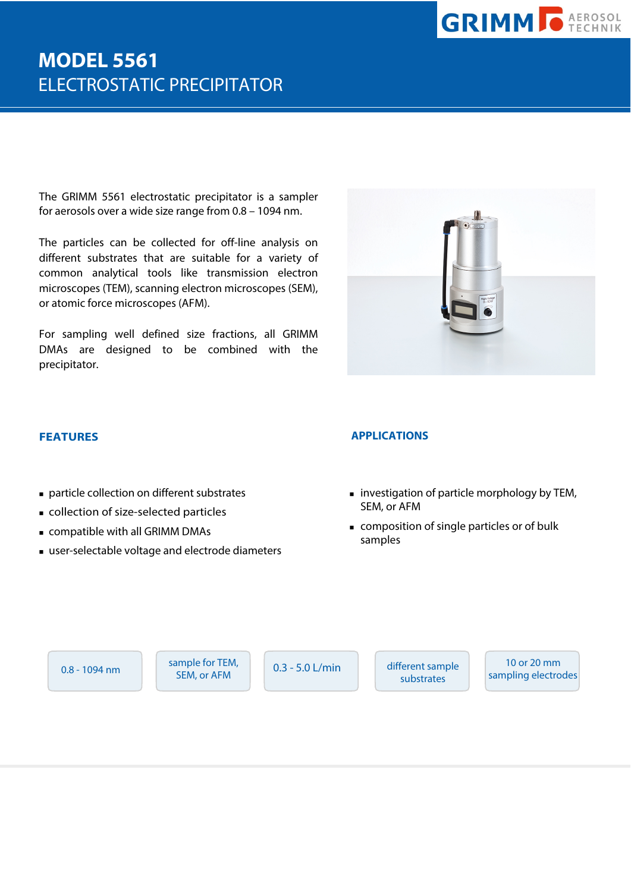# MODEL 5561

## ELECTROSTATIC PRECIPITATOR

The GRIMM 5561 electrostatic precipitator is a sampler for aerosols over a wide size range from 0.8 – 1094 nm.

The particles can be collected for off-line analysis on different substrates that are suitable for a variety of common analytical tools like transmission electron microscopes (TEM), scanning electron microscopes (SEM), or atomic force microscopes (AFM).

For sampling well defined size fractions, all GRIMM DMAs are designed to be combined with the precipitator.

### FEATURES

- particle collection on different substrates
- collection of size-selected particles
- compatible with all GRIMM DMAs
- user-selectable voltage and electrode diameters

### APPLICATIONS

- investigation of particle morphology by TEM, SEM, or AFM
- composition of single particles or of bulk samples

0.8 - 1094 nm

sample for TEM, SEM, or AFM

0.3 - 5.0 L/min

different sample substrates

10 or 20 mm sampling electrodes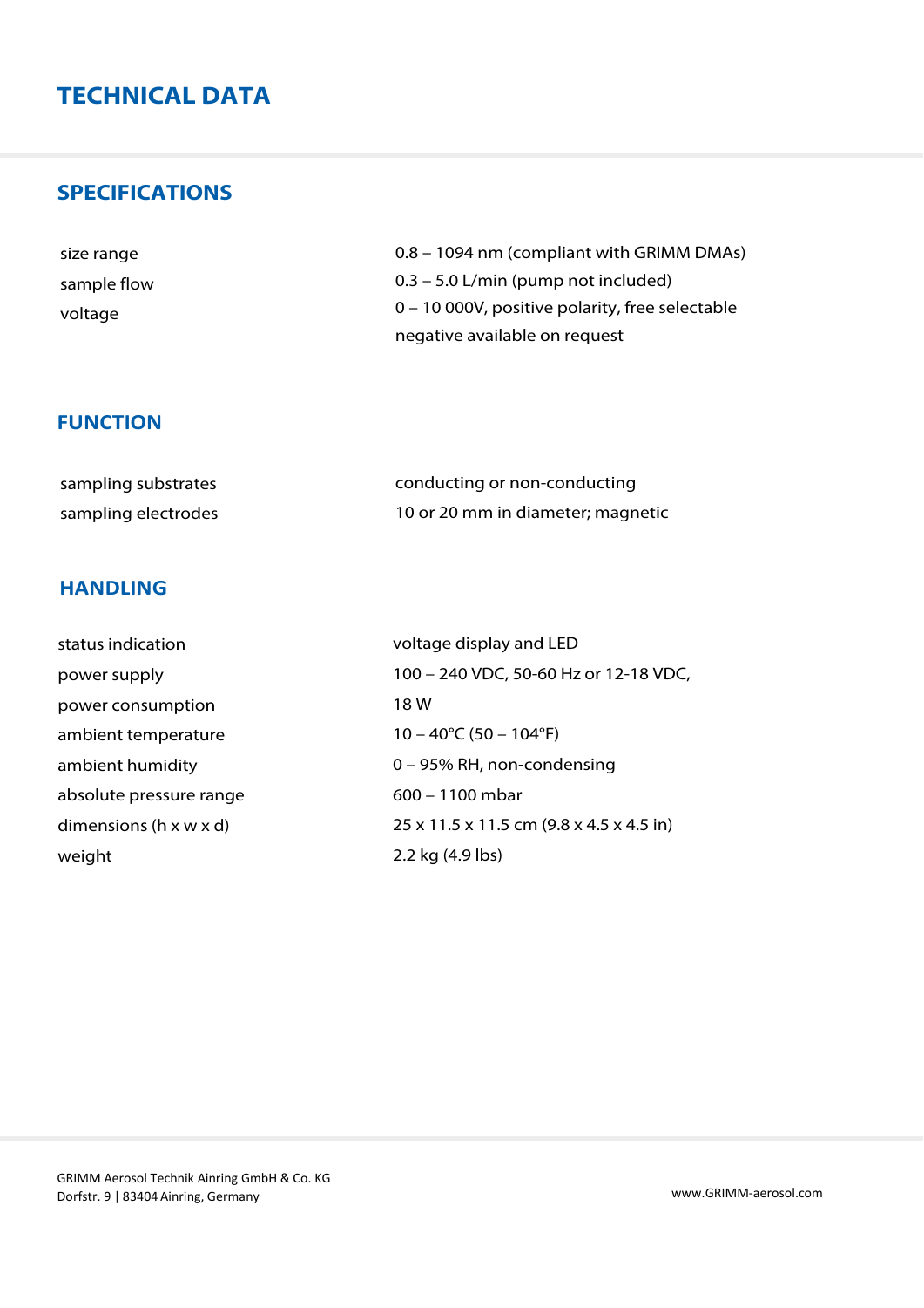# TECHNICAL DATA

## SPECIFICATIONS

| | |
|---|---|
| size range | 0.8 – 1094 nm (compliant with GRIMM DMAs) |
| sample flow | 0.3 – 5.0 L/min (pump not included) |
| voltage | 0 – 10 000V, positive polarity, free selectable<br>negative available on request |

## FUNCTION

| | |
|---|---|
| sampling substrates | conducting or non-conducting |
| sampling electrodes | 10 or 20 mm in diameter; magnetic |

## HANDLING

| | |
|---|---|
| status indication | voltage display and LED |
| power supply | 100 – 240 VDC, 50-60 Hz or 12-18 VDC, |
| power consumption | 18 W |
| ambient temperature | 10 – 40°C (50 – 104°F) |
| ambient humidity | 0 – 95% RH, non-condensing |
| absolute pressure range | 600 – 1100 mbar |
| dimensions (h x w x d) | 25 x 11.5 x 11.5 cm (9.8 x 4.5 x 4.5 in) |
| weight | 2.2 kg (4.9 lbs) |

GRIMM Aerosol Technik Ainring GmbH & Co. KG
Dorfstr. 9 | 83404 Ainring, Germany

www.GRIMM-aerosol.com